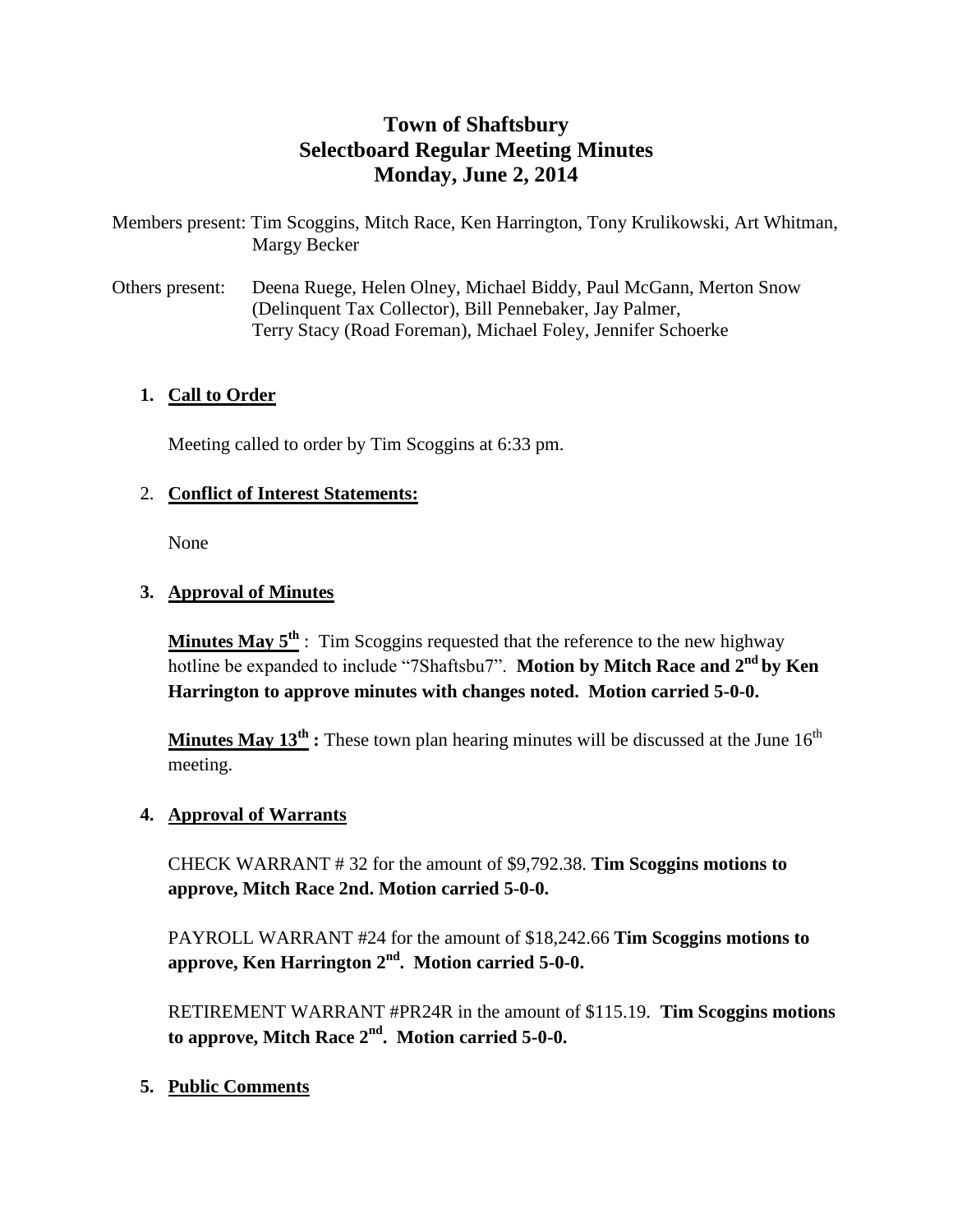# Town of Shaftsbury
## Selectboard Regular Meeting Minutes
## Monday, June 2, 2014

Members present: Tim Scoggins, Mitch Race, Ken Harrington, Tony Krulikowski, Art Whitman, Margy Becker

Others present: Deena Ruege, Helen Olney, Michael Biddy, Paul McGann, Merton Snow (Delinquent Tax Collector), Bill Pennebaker, Jay Palmer, Terry Stacy (Road Foreman), Michael Foley, Jennifer Schoerke

1. **Call to Order**

   Meeting called to order by Tim Scoggins at 6:33 pm.

2. **Conflict of Interest Statements:**

   None

3. **Approval of Minutes**

   **Minutes May 5th** : Tim Scoggins requested that the reference to the new highway hotline be expanded to include "7Shaftsbu7". **Motion by Mitch Race and 2nd by Ken Harrington to approve minutes with changes noted. Motion carried 5-0-0.**

   **Minutes May 13th :** These town plan hearing minutes will be discussed at the June 16th meeting.

4. **Approval of Warrants**

   CHECK WARRANT # 32 for the amount of $9,792.38. **Tim Scoggins motions to approve, Mitch Race 2nd. Motion carried 5-0-0.**

   PAYROLL WARRANT #24 for the amount of $18,242.66 **Tim Scoggins motions to approve, Ken Harrington 2nd. Motion carried 5-0-0.**

   RETIREMENT WARRANT #PR24R in the amount of $115.19. **Tim Scoggins motions to approve, Mitch Race 2nd. Motion carried 5-0-0.**

5. **Public Comments**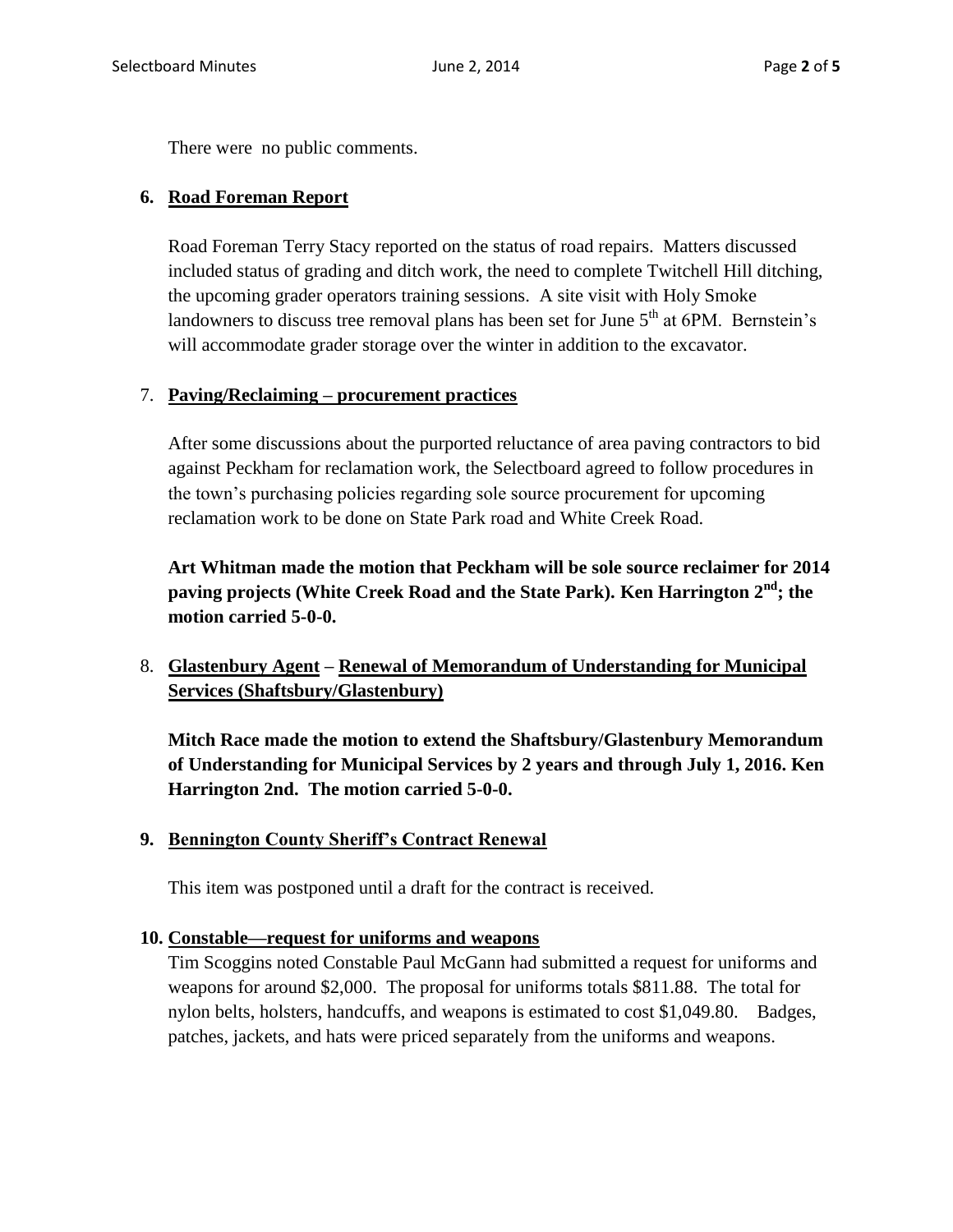There were no public comments.

## 6. Road Foreman Report

Road Foreman Terry Stacy reported on the status of road repairs. Matters discussed included status of grading and ditch work, the need to complete Twitchell Hill ditching, the upcoming grader operators training sessions. A site visit with Holy Smoke landowners to discuss tree removal plans has been set for June 5th at 6PM. Bernstein's will accommodate grader storage over the winter in addition to the excavator.

## 7. Paving/Reclaiming – procurement practices

After some discussions about the purported reluctance of area paving contractors to bid against Peckham for reclamation work, the Selectboard agreed to follow procedures in the town's purchasing policies regarding sole source procurement for upcoming reclamation work to be done on State Park road and White Creek Road.

**Art Whitman made the motion that Peckham will be sole source reclaimer for 2014 paving projects (White Creek Road and the State Park). Ken Harrington 2nd; the motion carried 5-0-0.**

## 8. Glastenbury Agent – Renewal of Memorandum of Understanding for Municipal Services (Shaftsbury/Glastenbury)

**Mitch Race made the motion to extend the Shaftsbury/Glastenbury Memorandum of Understanding for Municipal Services by 2 years and through July 1, 2016. Ken Harrington 2nd. The motion carried 5-0-0.**

## 9. Bennington County Sheriff's Contract Renewal

This item was postponed until a draft for the contract is received.

## 10. Constable—request for uniforms and weapons

Tim Scoggins noted Constable Paul McGann had submitted a request for uniforms and weapons for around $2,000. The proposal for uniforms totals $811.88. The total for nylon belts, holsters, handcuffs, and weapons is estimated to cost $1,049.80. Badges, patches, jackets, and hats were priced separately from the uniforms and weapons.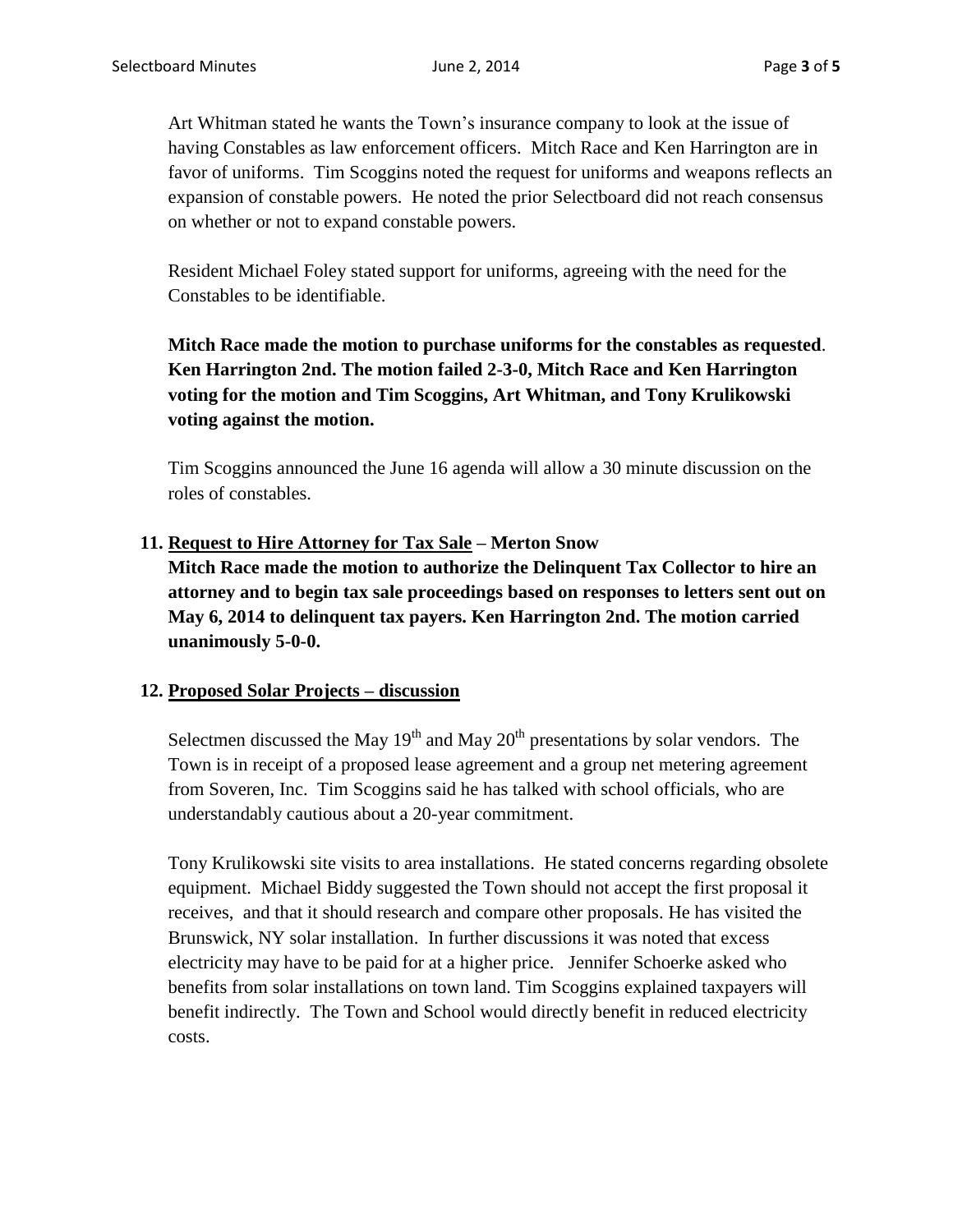Art Whitman stated he wants the Town's insurance company to look at the issue of having Constables as law enforcement officers. Mitch Race and Ken Harrington are in favor of uniforms. Tim Scoggins noted the request for uniforms and weapons reflects an expansion of constable powers. He noted the prior Selectboard did not reach consensus on whether or not to expand constable powers.

Resident Michael Foley stated support for uniforms, agreeing with the need for the Constables to be identifiable.

**Mitch Race made the motion to purchase uniforms for the constables as requested. Ken Harrington 2nd. The motion failed 2-3-0, Mitch Race and Ken Harrington voting for the motion and Tim Scoggins, Art Whitman, and Tony Krulikowski voting against the motion.**

Tim Scoggins announced the June 16 agenda will allow a 30 minute discussion on the roles of constables.

**11. <u>Request to Hire Attorney for Tax Sale</u> – Merton Snow**

**Mitch Race made the motion to authorize the Delinquent Tax Collector to hire an attorney and to begin tax sale proceedings based on responses to letters sent out on May 6, 2014 to delinquent tax payers. Ken Harrington 2nd. The motion carried unanimously 5-0-0.**

**12. <u>Proposed Solar Projects – discussion</u>**

Selectmen discussed the May 19th and May 20th presentations by solar vendors. The Town is in receipt of a proposed lease agreement and a group net metering agreement from Soveren, Inc. Tim Scoggins said he has talked with school officials, who are understandably cautious about a 20-year commitment.

Tony Krulikowski site visits to area installations. He stated concerns regarding obsolete equipment. Michael Biddy suggested the Town should not accept the first proposal it receives, and that it should research and compare other proposals. He has visited the Brunswick, NY solar installation. In further discussions it was noted that excess electricity may have to be paid for at a higher price. Jennifer Schoerke asked who benefits from solar installations on town land. Tim Scoggins explained taxpayers will benefit indirectly. The Town and School would directly benefit in reduced electricity costs.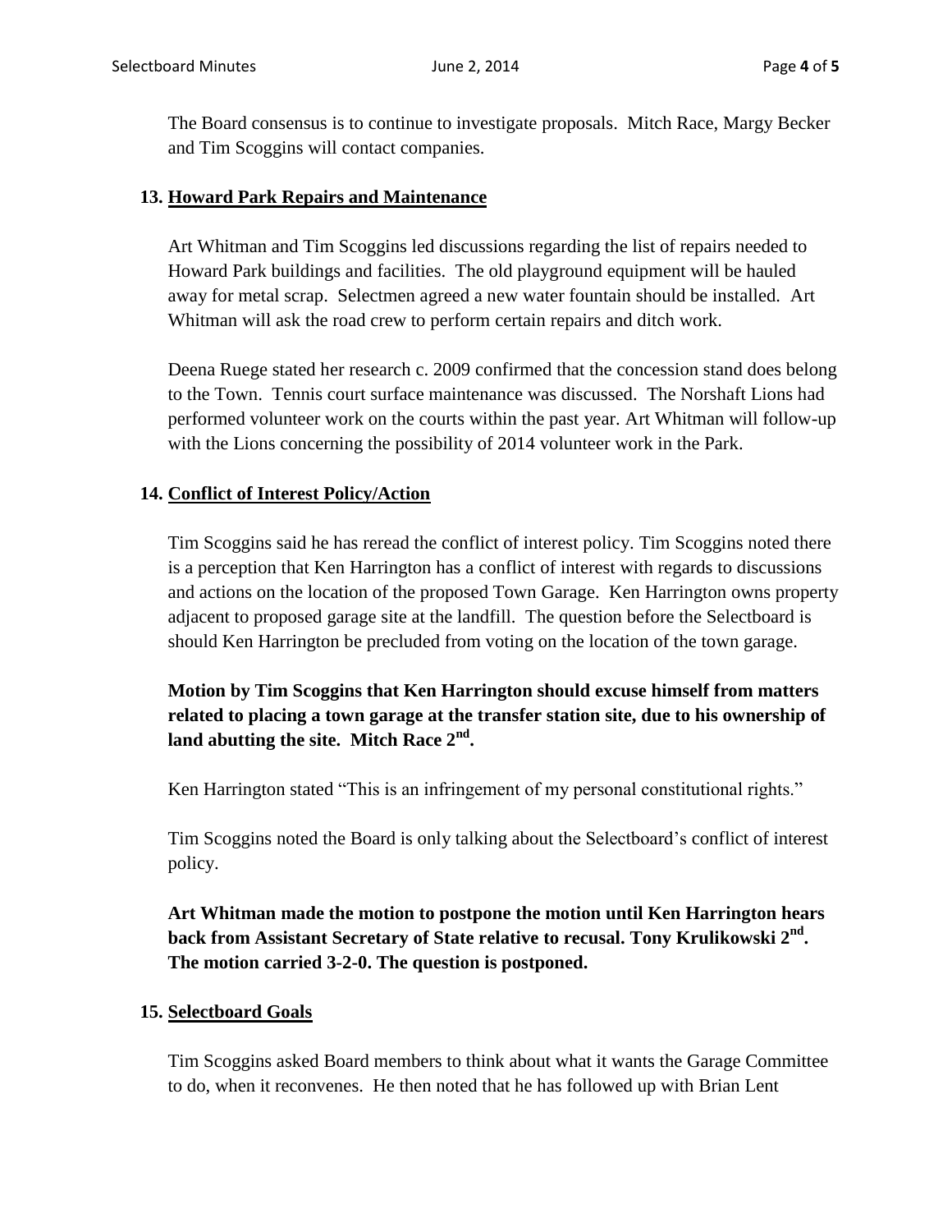The Board consensus is to continue to investigate proposals. Mitch Race, Margy Becker and Tim Scoggins will contact companies.

**13. Howard Park Repairs and Maintenance**

Art Whitman and Tim Scoggins led discussions regarding the list of repairs needed to Howard Park buildings and facilities. The old playground equipment will be hauled away for metal scrap. Selectmen agreed a new water fountain should be installed. Art Whitman will ask the road crew to perform certain repairs and ditch work.

Deena Ruege stated her research c. 2009 confirmed that the concession stand does belong to the Town. Tennis court surface maintenance was discussed. The Norshaft Lions had performed volunteer work on the courts within the past year. Art Whitman will follow-up with the Lions concerning the possibility of 2014 volunteer work in the Park.

**14. Conflict of Interest Policy/Action**

Tim Scoggins said he has reread the conflict of interest policy. Tim Scoggins noted there is a perception that Ken Harrington has a conflict of interest with regards to discussions and actions on the location of the proposed Town Garage. Ken Harrington owns property adjacent to proposed garage site at the landfill. The question before the Selectboard is should Ken Harrington be precluded from voting on the location of the town garage.

**Motion by Tim Scoggins that Ken Harrington should excuse himself from matters related to placing a town garage at the transfer station site, due to his ownership of land abutting the site. Mitch Race 2nd.**

Ken Harrington stated "This is an infringement of my personal constitutional rights."

Tim Scoggins noted the Board is only talking about the Selectboard's conflict of interest policy.

**Art Whitman made the motion to postpone the motion until Ken Harrington hears back from Assistant Secretary of State relative to recusal. Tony Krulikowski 2nd. The motion carried 3-2-0. The question is postponed.**

**15. Selectboard Goals**

Tim Scoggins asked Board members to think about what it wants the Garage Committee to do, when it reconvenes. He then noted that he has followed up with Brian Lent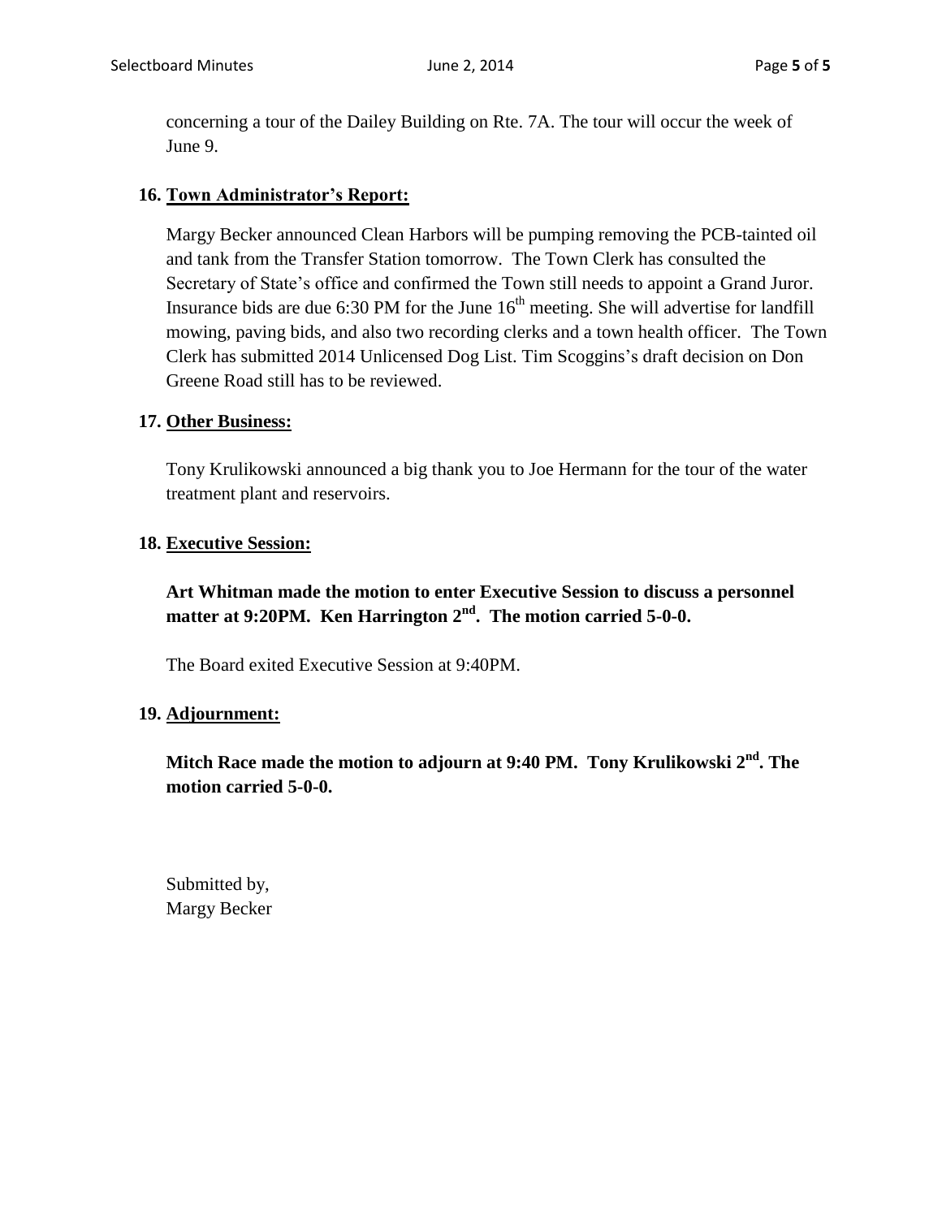concerning a tour of the Dailey Building on Rte. 7A. The tour will occur the week of June 9.

16. **Town Administrator's Report:**

Margy Becker announced Clean Harbors will be pumping removing the PCB-tainted oil and tank from the Transfer Station tomorrow. The Town Clerk has consulted the Secretary of State's office and confirmed the Town still needs to appoint a Grand Juror. Insurance bids are due 6:30 PM for the June 16th meeting. She will advertise for landfill mowing, paving bids, and also two recording clerks and a town health officer. The Town Clerk has submitted 2014 Unlicensed Dog List. Tim Scoggins's draft decision on Don Greene Road still has to be reviewed.

17. **Other Business:**

Tony Krulikowski announced a big thank you to Joe Hermann for the tour of the water treatment plant and reservoirs.

18. **Executive Session:**

**Art Whitman made the motion to enter Executive Session to discuss a personnel matter at 9:20PM. Ken Harrington 2nd. The motion carried 5-0-0.**

The Board exited Executive Session at 9:40PM.

19. **Adjournment:**

**Mitch Race made the motion to adjourn at 9:40 PM. Tony Krulikowski 2nd. The motion carried 5-0-0.**

Submitted by,
Margy Becker